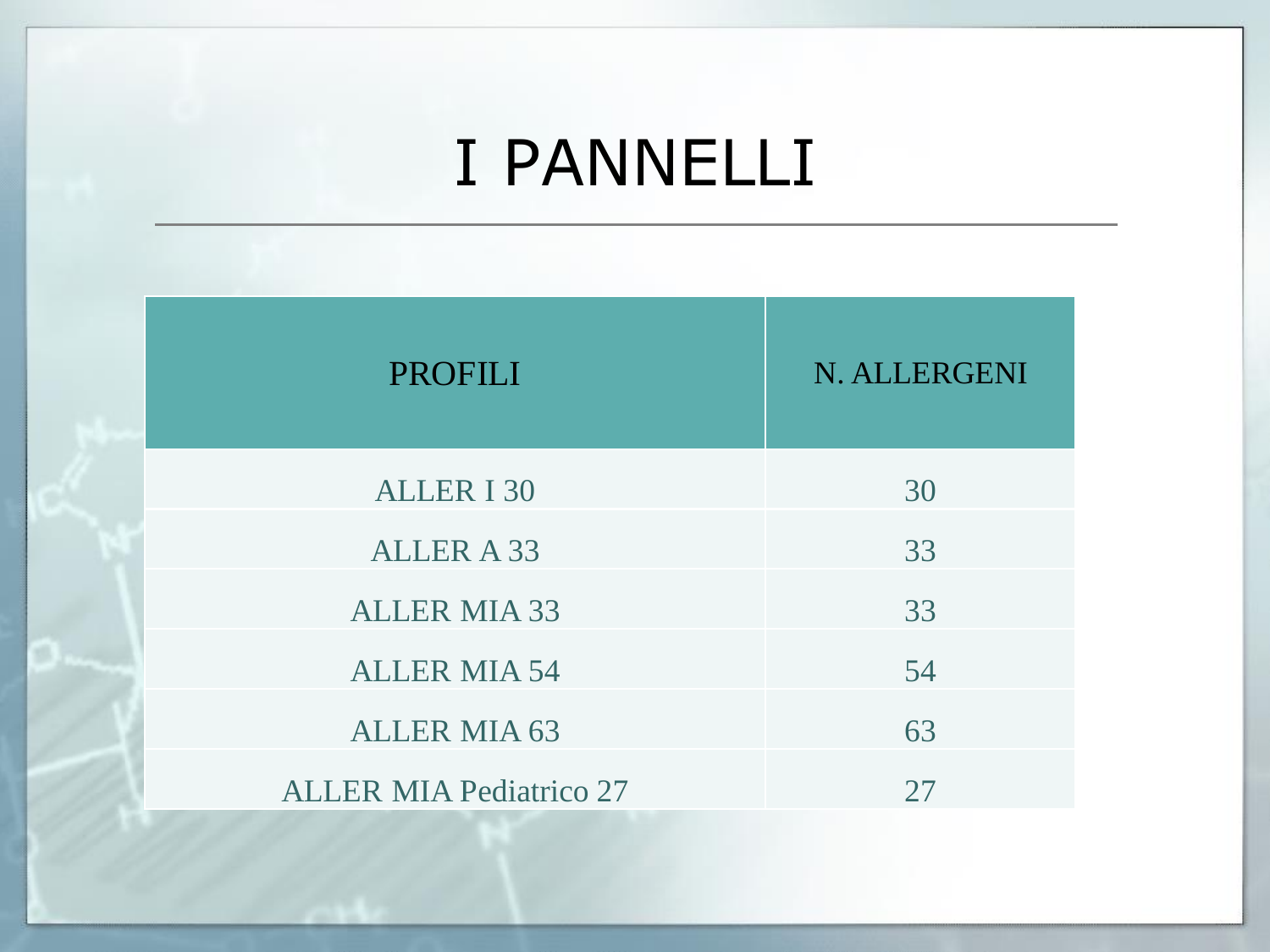# I PANNELLI

| PROFILI | N. ALLERGENI |
| --- | --- |
| ALLER I 30 | 30 |
| ALLER A 33 | 33 |
| ALLER MIA 33 | 33 |
| ALLER MIA 54 | 54 |
| ALLER MIA 63 | 63 |
| ALLER MIA Pediatrico 27 | 27 |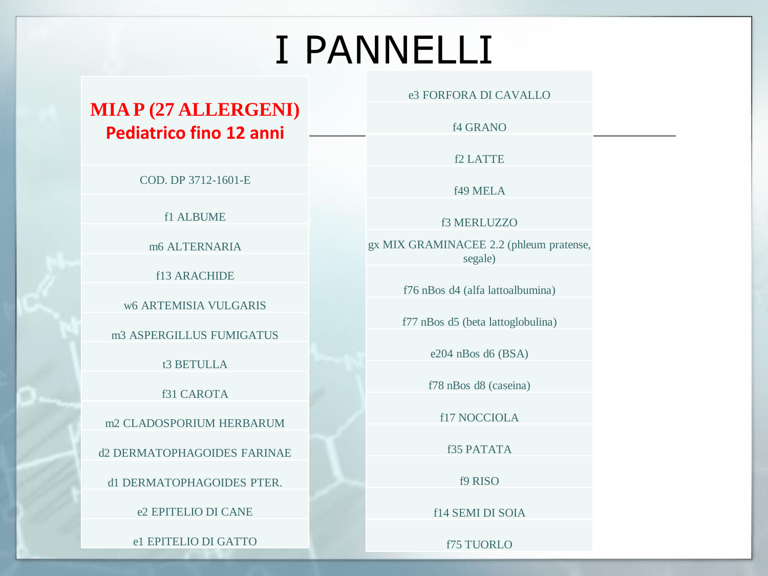# I PANNELLI

## MIA P (27 ALLERGENI)
**Pediatrico fino 12 anni**

COD. DP 3712-1601-E

- f1 ALBUME
- m6 ALTERNARIA
- f13 ARACHIDE
- w6 ARTEMISIA VULGARIS
- m3 ASPERGILLUS FUMIGATUS
- t3 BETULLA
- f31 CAROTA
- m2 CLADOSPORIUM HERBARUM
- d2 DERMATOPHAGOIDES FARINAE
- d1 DERMATOPHAGOIDES PTER.
- e2 EPITELIO DI CANE
- e1 EPITELIO DI GATTO
- e3 FORFORA DI CAVALLO
- f4 GRANO
- f2 LATTE
- f49 MELA
- f3 MERLUZZO
- gx MIX GRAMINACEE 2.2 (phleum pratense, segale)
- f76 nBos d4 (alfa lattoalbumina)
- f77 nBos d5 (beta lattoglobulina)
- e204 nBos d6 (BSA)
- f78 nBos d8 (caseina)
- f17 NOCCIOLA
- f35 PATATA
- f9 RISO
- f14 SEMI DI SOIA
- f75 TUORLO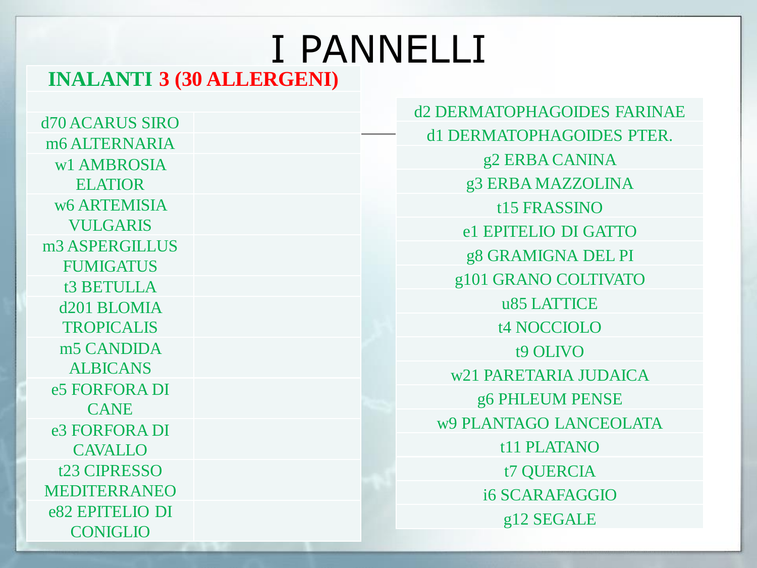# I PANNELLI

| INALANTI 3 (30 ALLERGENI) | |
|---|---|
| | |
| d70 ACARUS SIRO | |
| m6 ALTERNARIA | |
| w1 AMBROSIA ELATIOR | |
| w6 ARTEMISIA VULGARIS | |
| m3 ASPERGILLUS FUMIGATUS | |
| t3 BETULLA | |
| d201 BLOMIA TROPICALIS | |
| m5 CANDIDA ALBICANS | |
| e5 FORFORA DI CANE | |
| e3 FORFORA DI CAVALLO | |
| t23 CIPRESSO MEDITERRANEO | |
| e82 EPITELIO DI CONIGLIO | |

| |
|---|
| d2 DERMATOPHAGOIDES FARINAE |
| d1 DERMATOPHAGOIDES PTER. |
| g2 ERBA CANINA |
| g3 ERBA MAZZOLINA |
| t15 FRASSINO |
| e1 EPITELIO DI GATTO |
| g8 GRAMIGNA DEL PI |
| g101 GRANO COLTIVATO |
| u85 LATTICE |
| t4 NOCCIOLO |
| t9 OLIVO |
| w21 PARETARIA JUDAICA |
| g6 PHLEUM PENSE |
| w9 PLANTAGO LANCEOLATA |
| t11 PLATANO |
| t7 QUERCIA |
| i6 SCARAFAGGIO |
| g12 SEGALE |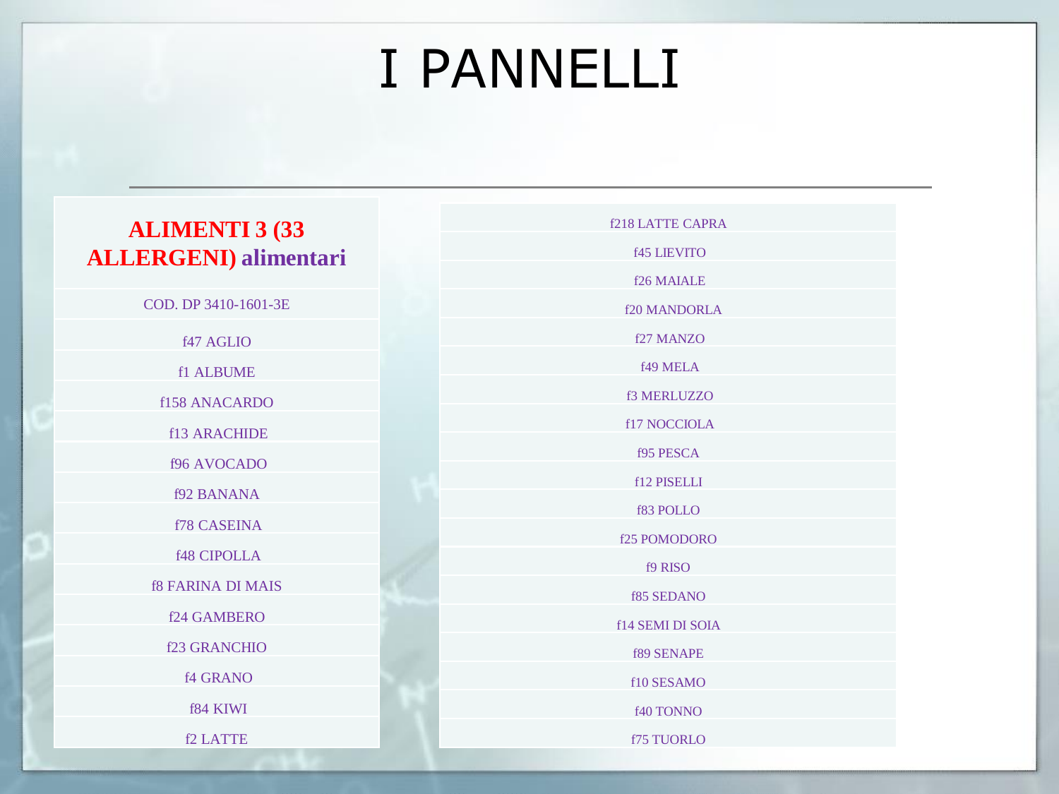# I PANNELLI

| **ALIMENTI 3 (33 ALLERGENI) alimentari** |
|---|
| COD. DP 3410-1601-3E |
| f47 AGLIO |
| f1 ALBUME |
| f158 ANACARDO |
| f13 ARACHIDE |
| f96 AVOCADO |
| f92 BANANA |
| f78 CASEINA |
| f48 CIPOLLA |
| f8 FARINA DI MAIS |
| f24 GAMBERO |
| f23 GRANCHIO |
| f4 GRANO |
| f84 KIWI |
| f2 LATTE |

| |
|---|
| f218 LATTE CAPRA |
| f45 LIEVITO |
| f26 MAIALE |
| f20 MANDORLA |
| f27 MANZO |
| f49 MELA |
| f3 MERLUZZO |
| f17 NOCCIOLA |
| f95 PESCA |
| f12 PISELLI |
| f83 POLLO |
| f25 POMODORO |
| f9 RISO |
| f85 SEDANO |
| f14 SEMI DI SOIA |
| f89 SENAPE |
| f10 SESAMO |
| f40 TONNO |
| f75 TUORLO |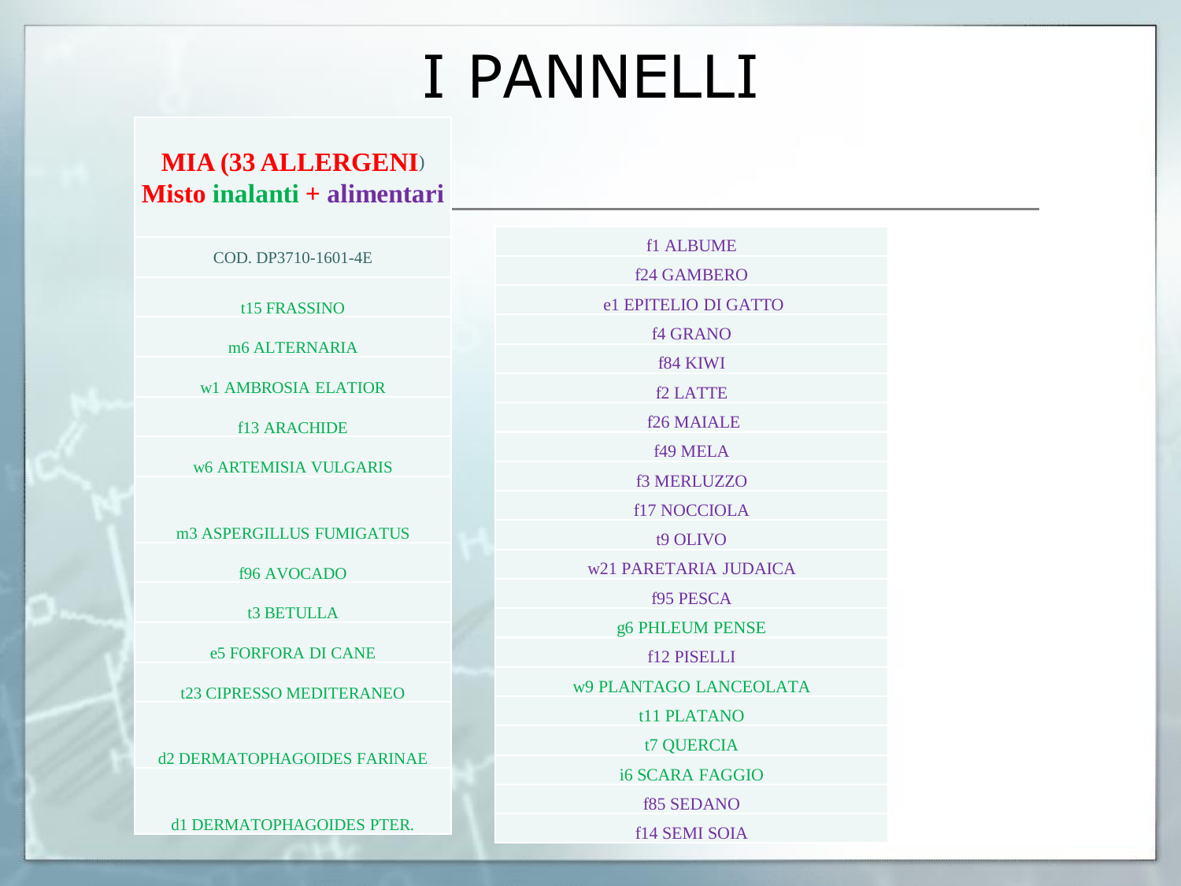# I PANNELLI

**MIA (33 ALLERGENI)**
**Misto inalanti + alimentari**

COD. DP3710-1601-4E

- t15 FRASSINO
- m6 ALTERNARIA
- w1 AMBROSIA ELATIOR
- f13 ARACHIDE
- w6 ARTEMISIA VULGARIS
- m3 ASPERGILLUS FUMIGATUS
- f96 AVOCADO
- t3 BETULLA
- e5 FORFORA DI CANE
- t23 CIPRESSO MEDITERANEO
- d2 DERMATOPHAGOIDES FARINAE
- d1 DERMATOPHAGOIDES PTER.
- f1 ALBUME
- f24 GAMBERO
- e1 EPITELIO DI GATTO
- f4 GRANO
- f84 KIWI
- f2 LATTE
- f26 MAIALE
- f49 MELA
- f3 MERLUZZO
- f17 NOCCIOLA
- t9 OLIVO
- w21 PARETARIA JUDAICA
- f95 PESCA
- g6 PHLEUM PENSE
- f12 PISELLI
- w9 PLANTAGO LANCEOLATA
- t11 PLATANO
- t7 QUERCIA
- i6 SCARA FAGGIO
- f85 SEDANO
- f14 SEMI SOIA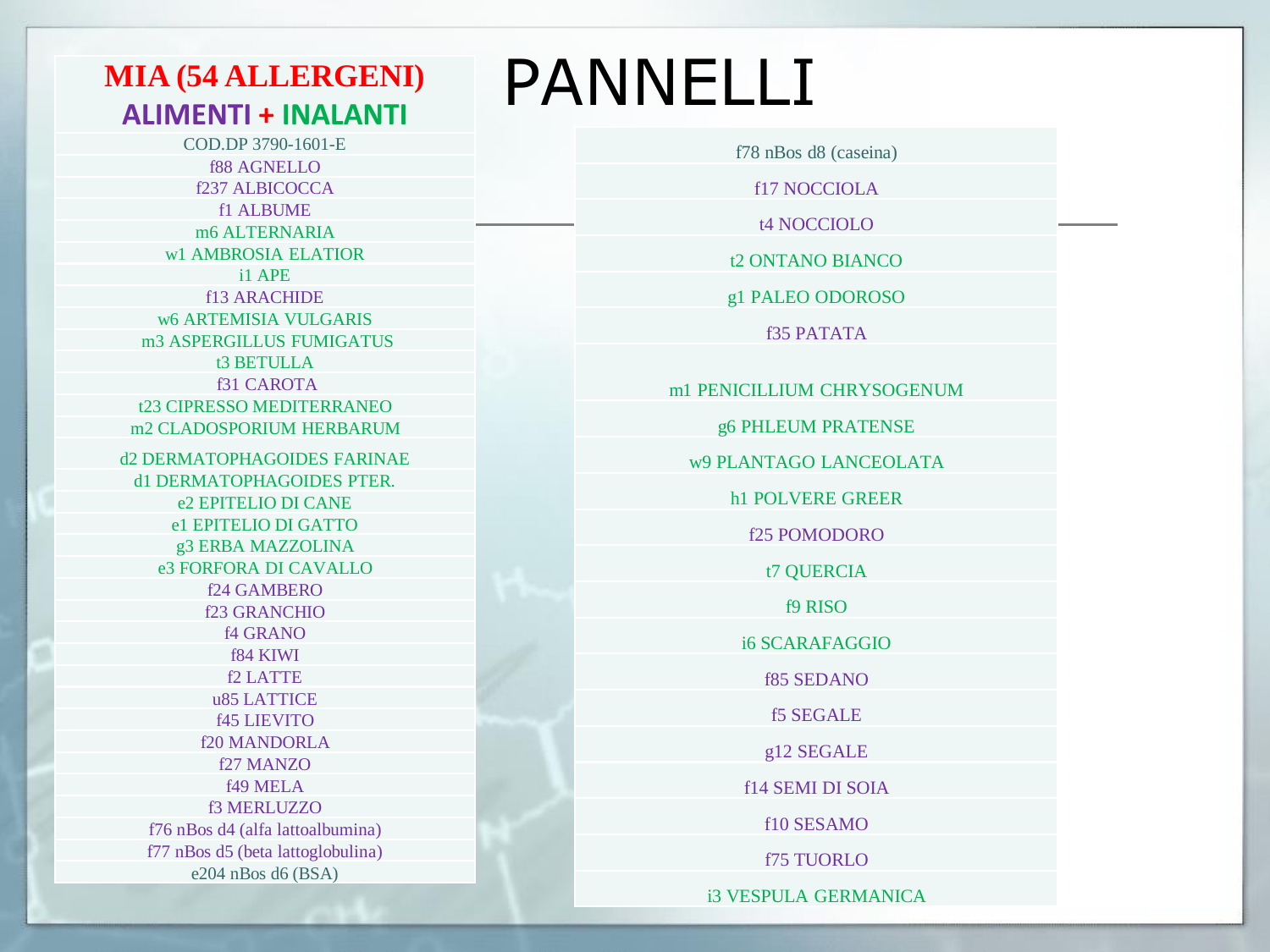# PANNELLI

## MIA (54 ALLERGENI)
### ALIMENTI + INALANTI

COD.DP 3790-1601-E

- f88 AGNELLO
- f237 ALBICOCCA
- f1 ALBUME
- m6 ALTERNARIA
- w1 AMBROSIA ELATIOR
- i1 APE
- f13 ARACHIDE
- w6 ARTEMISIA VULGARIS
- m3 ASPERGILLUS FUMIGATUS
- t3 BETULLA
- f31 CAROTA
- t23 CIPRESSO MEDITERRANEO
- m2 CLADOSPORIUM HERBARUM
- d2 DERMATOPHAGOIDES FARINAE
- d1 DERMATOPHAGOIDES PTER.
- e2 EPITELIO DI CANE
- e1 EPITELIO DI GATTO
- g3 ERBA MAZZOLINA
- e3 FORFORA DI CAVALLO
- f24 GAMBERO
- f23 GRANCHIO
- f4 GRANO
- f84 KIWI
- f2 LATTE
- u85 LATTICE
- f45 LIEVITO
- f20 MANDORLA
- f27 MANZO
- f49 MELA
- f3 MERLUZZO
- f76 nBos d4 (alfa lattoalbumina)
- f77 nBos d5 (beta lattoglobulina)
- e204 nBos d6 (BSA)
- f78 nBos d8 (caseina)
- f17 NOCCIOLA
- t4 NOCCIOLO
- t2 ONTANO BIANCO
- g1 PALEO ODOROSO
- f35 PATATA
- m1 PENICILLIUM CHRYSOGENUM
- g6 PHLEUM PRATENSE
- w9 PLANTAGO LANCEOLATA
- h1 POLVERE GREER
- f25 POMODORO
- t7 QUERCIA
- f9 RISO
- i6 SCARAFAGGIO
- f85 SEDANO
- f5 SEGALE
- g12 SEGALE
- f14 SEMI DI SOIA
- f10 SESAMO
- f75 TUORLO
- i3 VESPULA GERMANICA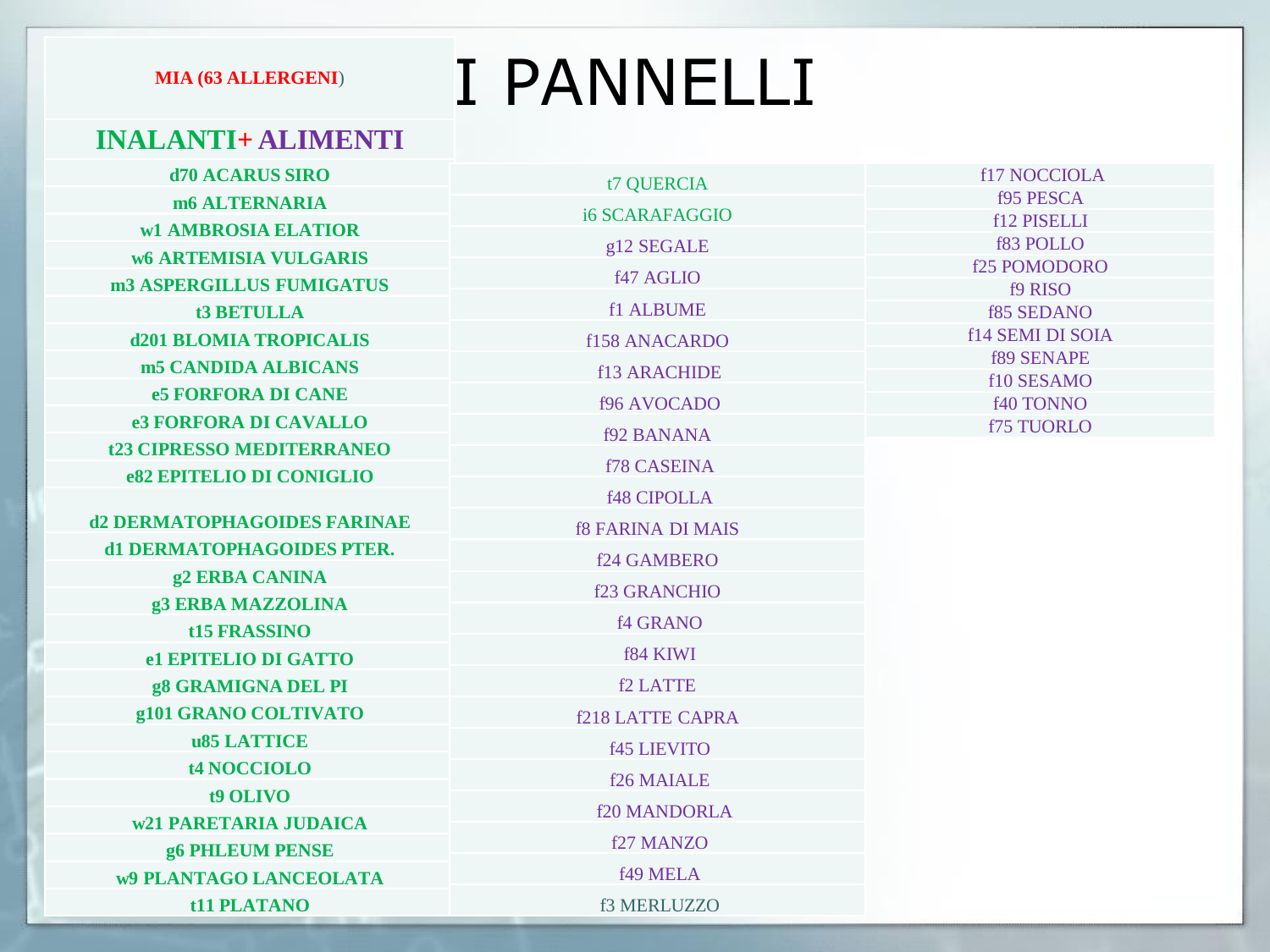# I PANNELLI

**MIA (63 ALLERGENI)**

**INALANTI+ ALIMENTI**

| | | |
|---|---|---|
| **d70 ACARUS SIRO** | t7 QUERCIA | f17 NOCCIOLA |
| **m6 ALTERNARIA** | i6 SCARAFAGGIO | f95 PESCA |
| **w1 AMBROSIA ELATIOR** | g12 SEGALE | f12 PISELLI |
| **w6 ARTEMISIA VULGARIS** | f47 AGLIO | f83 POLLO |
| **m3 ASPERGILLUS FUMIGATUS** | f1 ALBUME | f25 POMODORO |
| **t3 BETULLA** | f158 ANACARDO | f9 RISO |
| **d201 BLOMIA TROPICALIS** | f13 ARACHIDE | f85 SEDANO |
| **m5 CANDIDA ALBICANS** | f96 AVOCADO | f14 SEMI DI SOIA |
| **e5 FORFORA DI CANE** | f92 BANANA | f89 SENAPE |
| **e3 FORFORA DI CAVALLO** | f78 CASEINA | f10 SESAMO |
| **t23 CIPRESSO MEDITERRANEO** | f48 CIPOLLA | f40 TONNO |
| **e82 EPITELIO DI CONIGLIO** | f8 FARINA DI MAIS | f75 TUORLO |
| **d2 DERMATOPHAGOIDES FARINAE** | f24 GAMBERO | |
| **d1 DERMATOPHAGOIDES PTER.** | f23 GRANCHIO | |
| **g2 ERBA CANINA** | f4 GRANO | |
| **g3 ERBA MAZZOLINA** | f84 KIWI | |
| **t15 FRASSINO** | f2 LATTE | |
| **e1 EPITELIO DI GATTO** | f218 LATTE CAPRA | |
| **g8 GRAMIGNA DEL PI** | f45 LIEVITO | |
| **g101 GRANO COLTIVATO** | f26 MAIALE | |
| **u85 LATTICE** | f20 MANDORLA | |
| **t4 NOCCIOLO** | f27 MANZO | |
| **t9 OLIVO** | f49 MELA | |
| **w21 PARETARIA JUDAICA** | f3 MERLUZZO | |
| **g6 PHLEUM PENSE** | | |
| **w9 PLANTAGO LANCEOLATA** | | |
| **t11 PLATANO** | | |